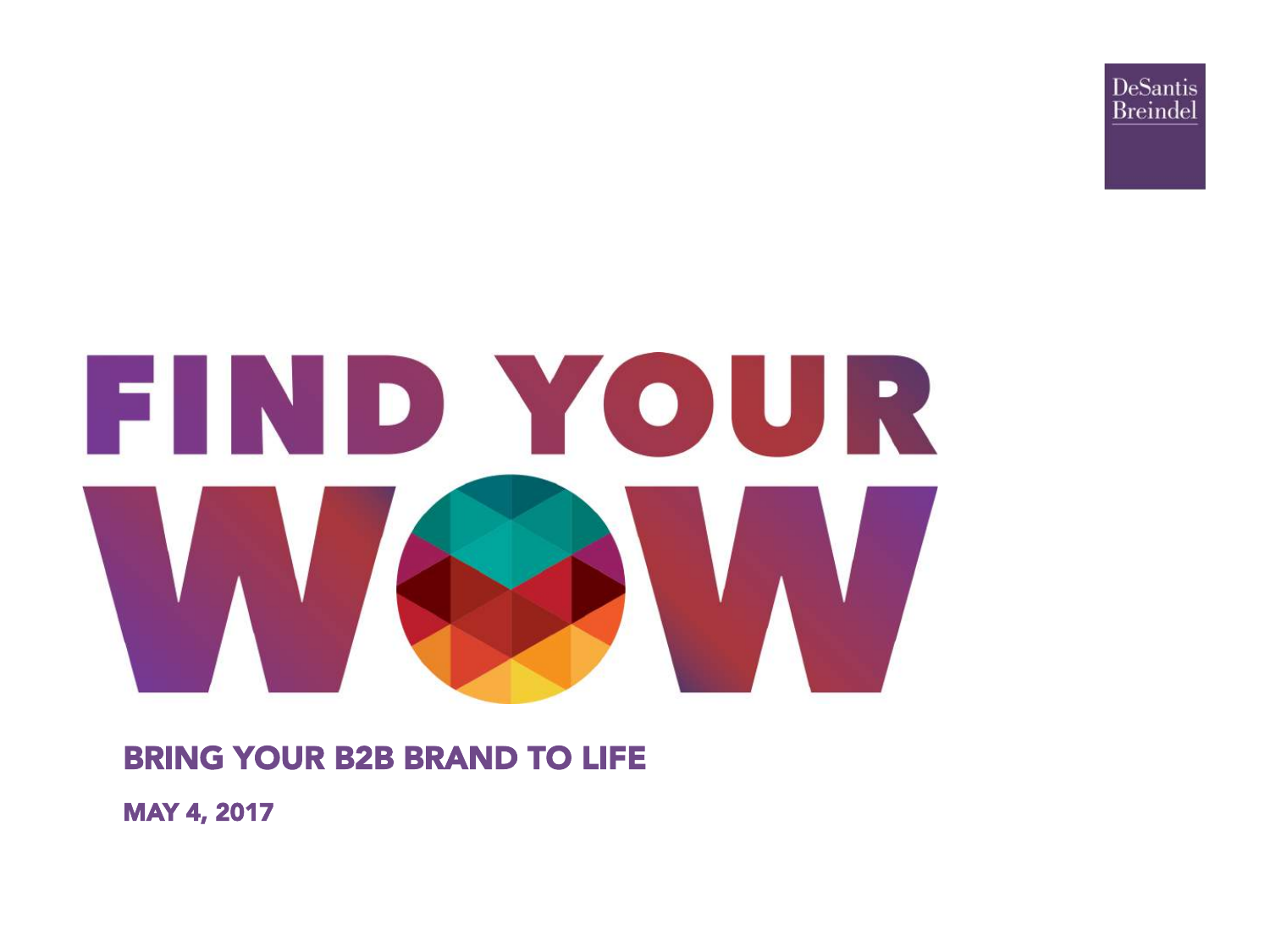DeSantis Breindel

# FIND YOUR WOW

## BRING YOUR B2B BRAND TO LIFE

**MAY 4, 2017**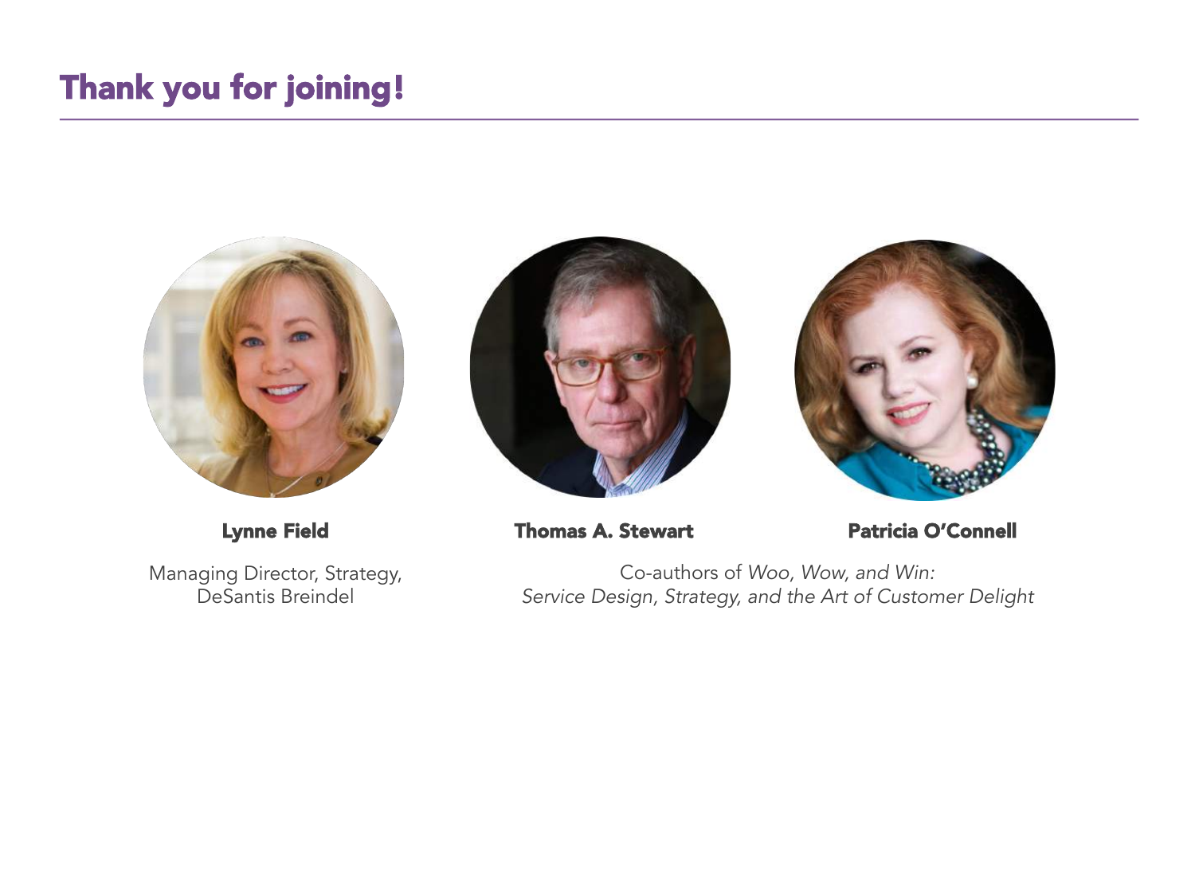# Thank you for joining!

**Lynne Field**

Managing Director, Strategy,
DeSantis Breindel

**Thomas A. Stewart**

**Patricia O'Connell**

Co-authors of *Woo, Wow, and Win: Service Design, Strategy, and the Art of Customer Delight*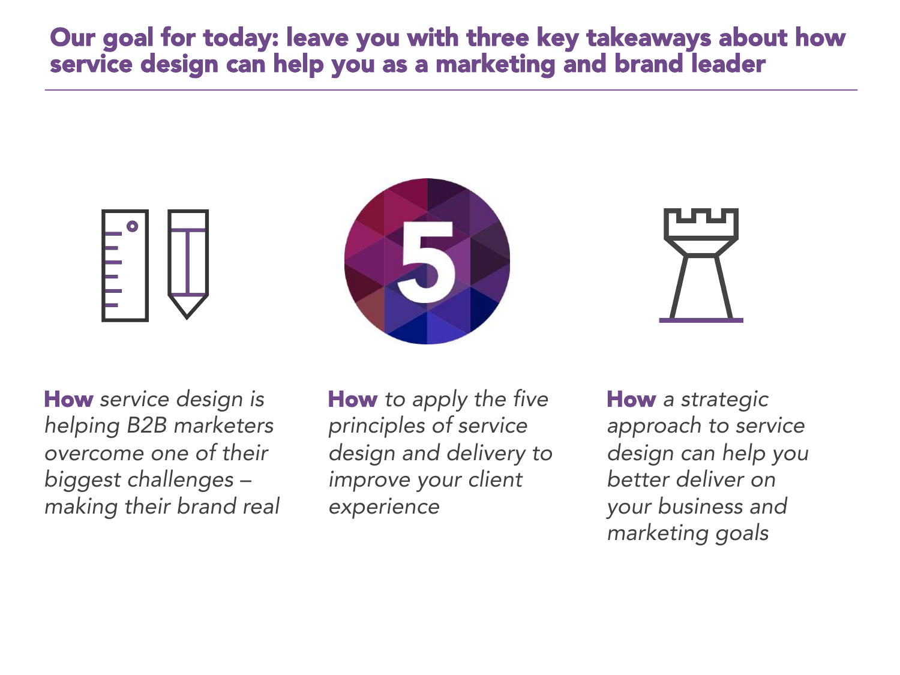## Our goal for today: leave you with three key takeaways about how service design can help you as a marketing and brand leader

5

**How** *service design is helping B2B marketers overcome one of their biggest challenges – making their brand real*

**How** *to apply the five principles of service design and delivery to improve your client experience*

**How** *a strategic approach to service design can help you better deliver on your business and marketing goals*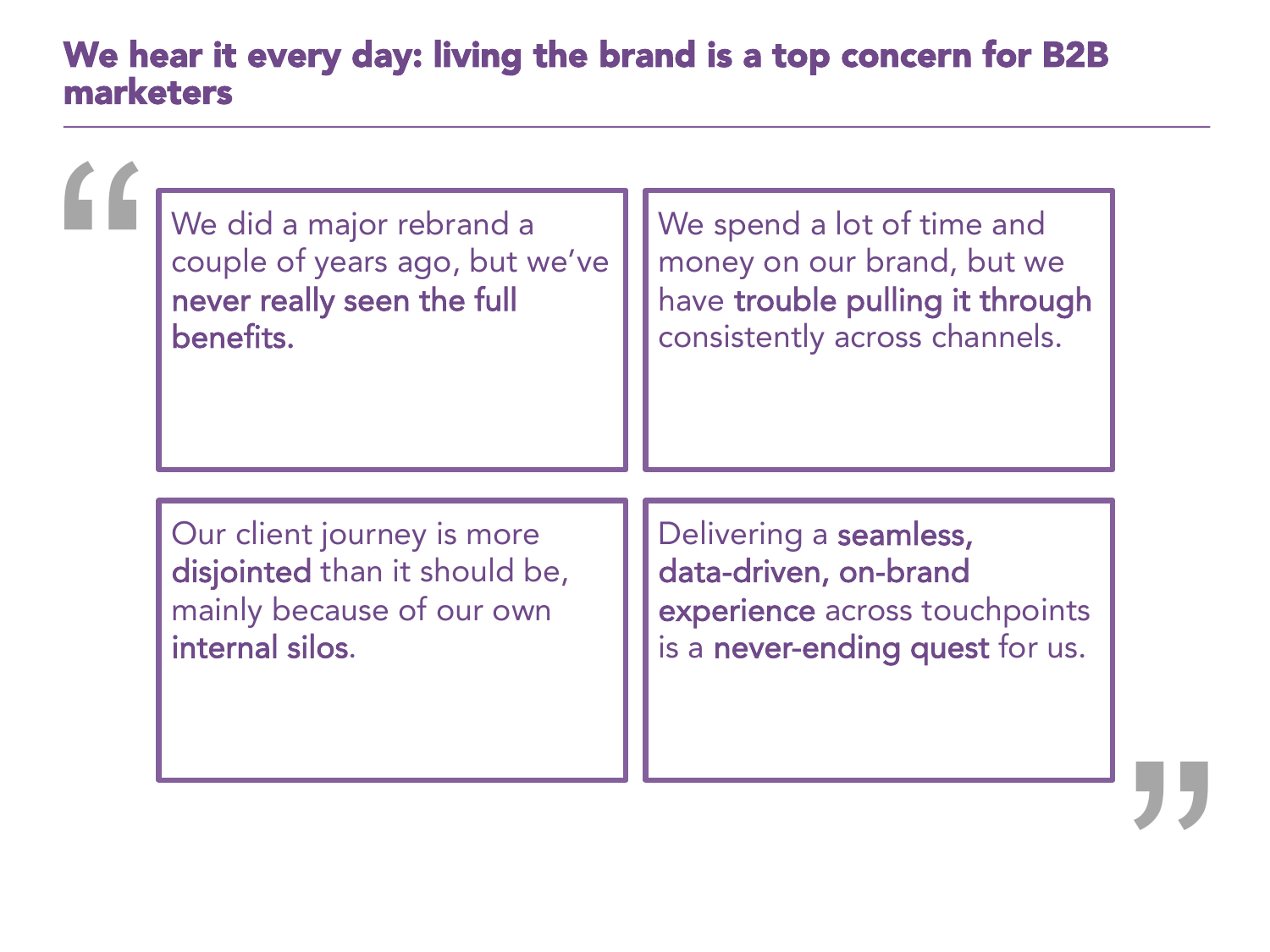# We hear it every day: living the brand is a top concern for B2B marketers

> We did a major rebrand a couple of years ago, but we've **never really seen the full benefits.**

> We spend a lot of time and money on our brand, but we have **trouble pulling it through** consistently across channels.

> Our client journey is more **disjointed** than it should be, mainly because of our own **internal silos**.

> Delivering a **seamless, data-driven, on-brand experience** across touchpoints is a **never-ending quest** for us.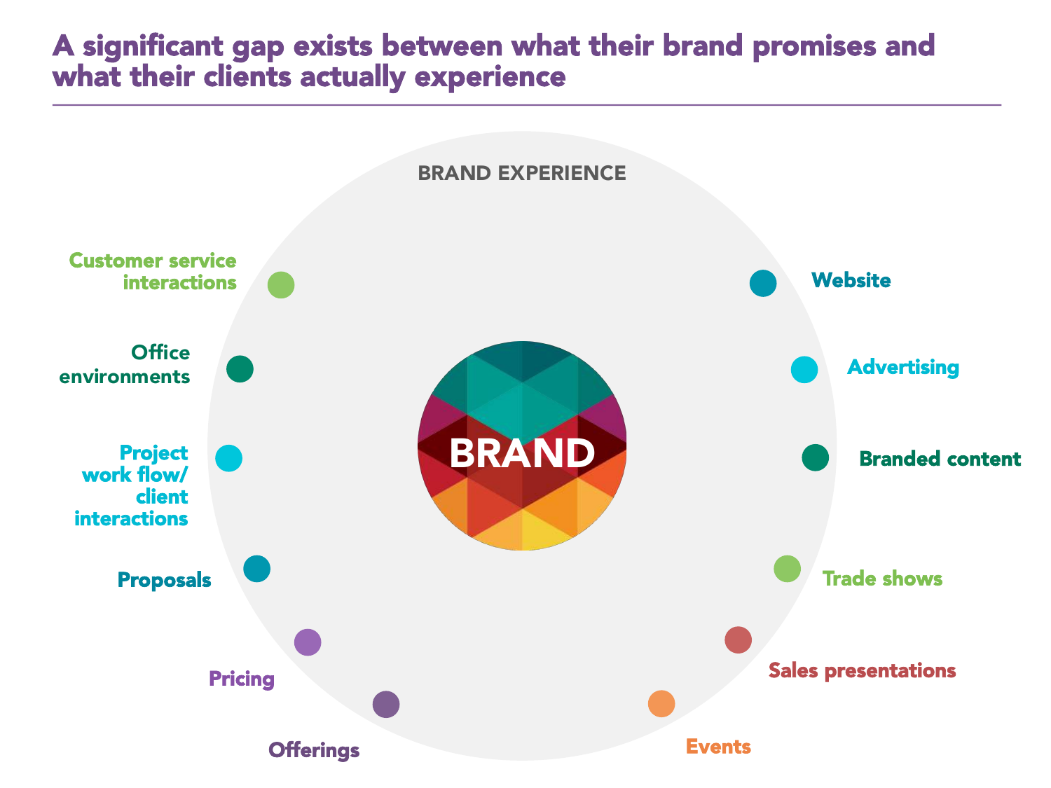# A significant gap exists between what their brand promises and what their clients actually experience

BRAND EXPERIENCE

BRAND

Customer service interactions

Office environments

Project work flow/ client interactions

Proposals

Pricing

Offerings

Website

Advertising

Branded content

Trade shows

Sales presentations

Events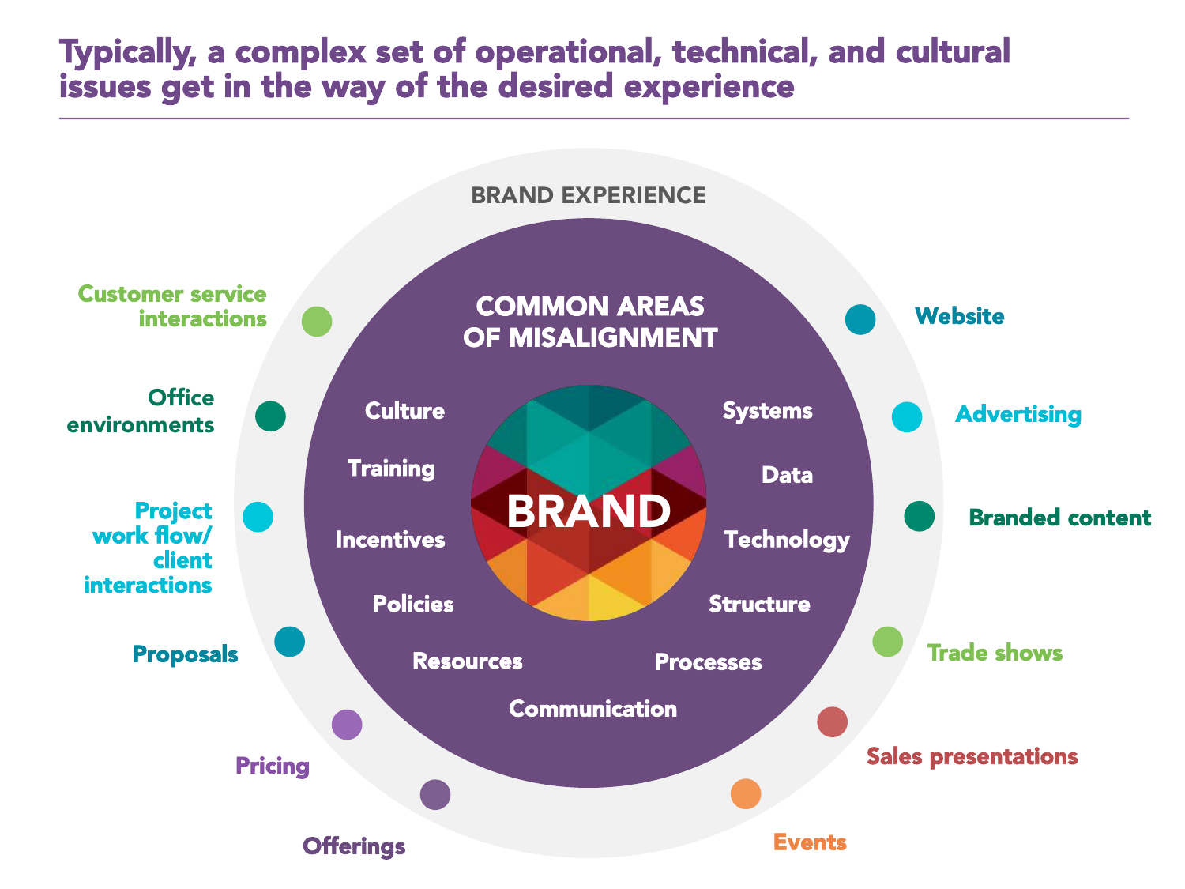# Typically, a complex set of operational, technical, and cultural issues get in the way of the desired experience

BRAND EXPERIENCE

COMMON AREAS OF MISALIGNMENT

BRAND

Culture

Training

Incentives

Policies

Resources

Communication

Processes

Structure

Technology

Data

Systems

Customer service interactions

Office environments

Project work flow/ client interactions

Proposals

Pricing

Offerings

Website

Advertising

Branded content

Trade shows

Sales presentations

Events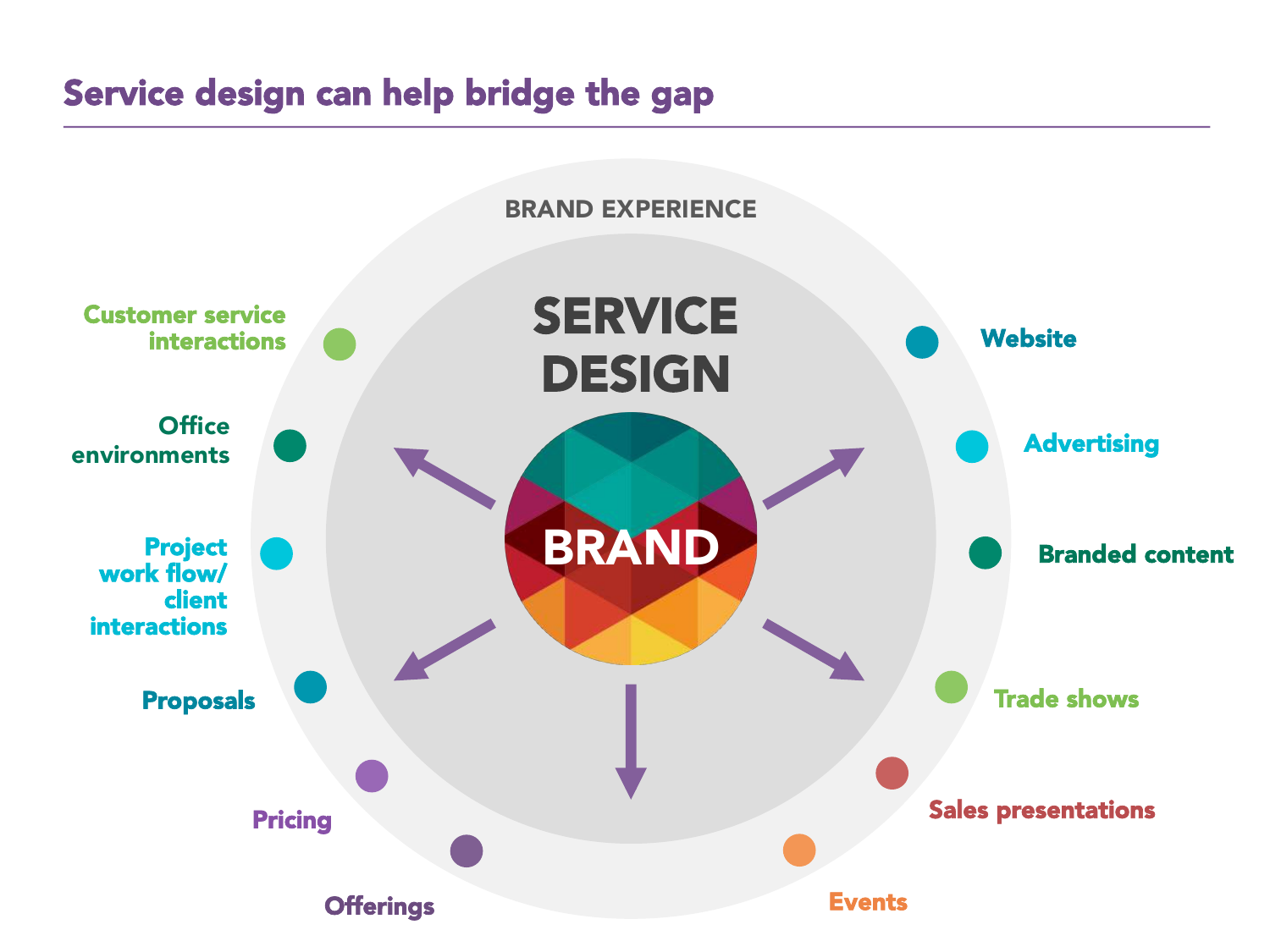# Service design can help bridge the gap

BRAND EXPERIENCE

SERVICE DESIGN

BRAND

Customer service interactions

Office environments

Project work flow/ client interactions

Proposals

Pricing

Offerings

Website

Advertising

Branded content

Trade shows

Sales presentations

Events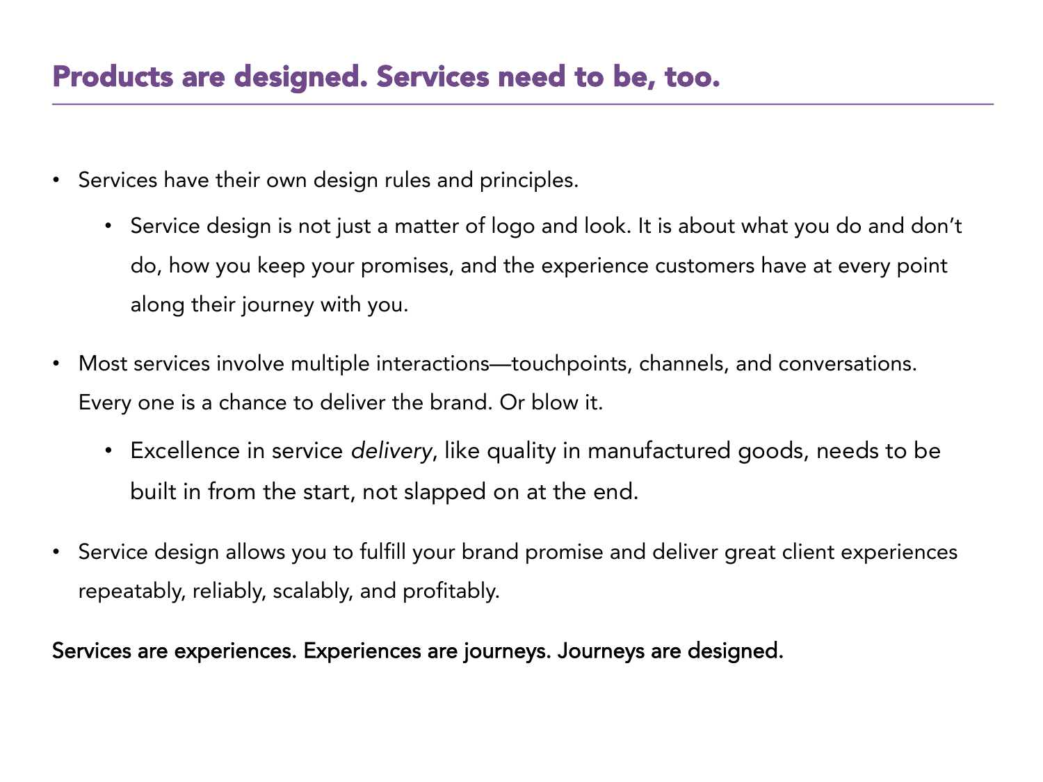## Products are designed. Services need to be, too.

- Services have their own design rules and principles.
  - Service design is not just a matter of logo and look. It is about what you do and don't do, how you keep your promises, and the experience customers have at every point along their journey with you.
- Most services involve multiple interactions—touchpoints, channels, and conversations. Every one is a chance to deliver the brand. Or blow it.
  - Excellence in service *delivery*, like quality in manufactured goods, needs to be built in from the start, not slapped on at the end.
- Service design allows you to fulfill your brand promise and deliver great client experiences repeatably, reliably, scalably, and profitably.

Services are experiences. Experiences are journeys. Journeys are designed.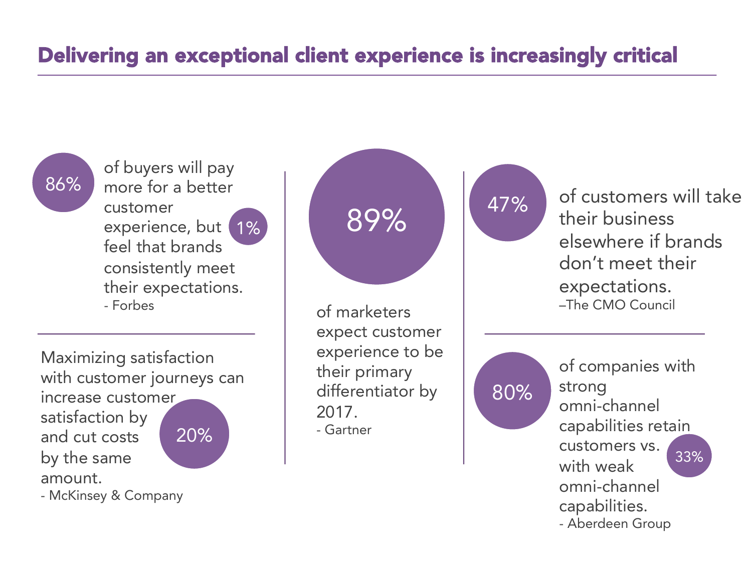## Delivering an exceptional client experience is increasingly critical

86% of buyers will pay more for a better customer experience, but 1% feel that brands consistently meet their expectations.
- Forbes

Maximizing satisfaction with customer journeys can increase customer satisfaction by 20% and cut costs by the same amount.
- McKinsey & Company

89% of marketers expect customer experience to be their primary differentiator by 2017.
- Gartner

47% of customers will take their business elsewhere if brands don't meet their expectations.
–The CMO Council

80% of companies with strong omni-channel capabilities retain customers vs. 33% with weak omni-channel capabilities.
- Aberdeen Group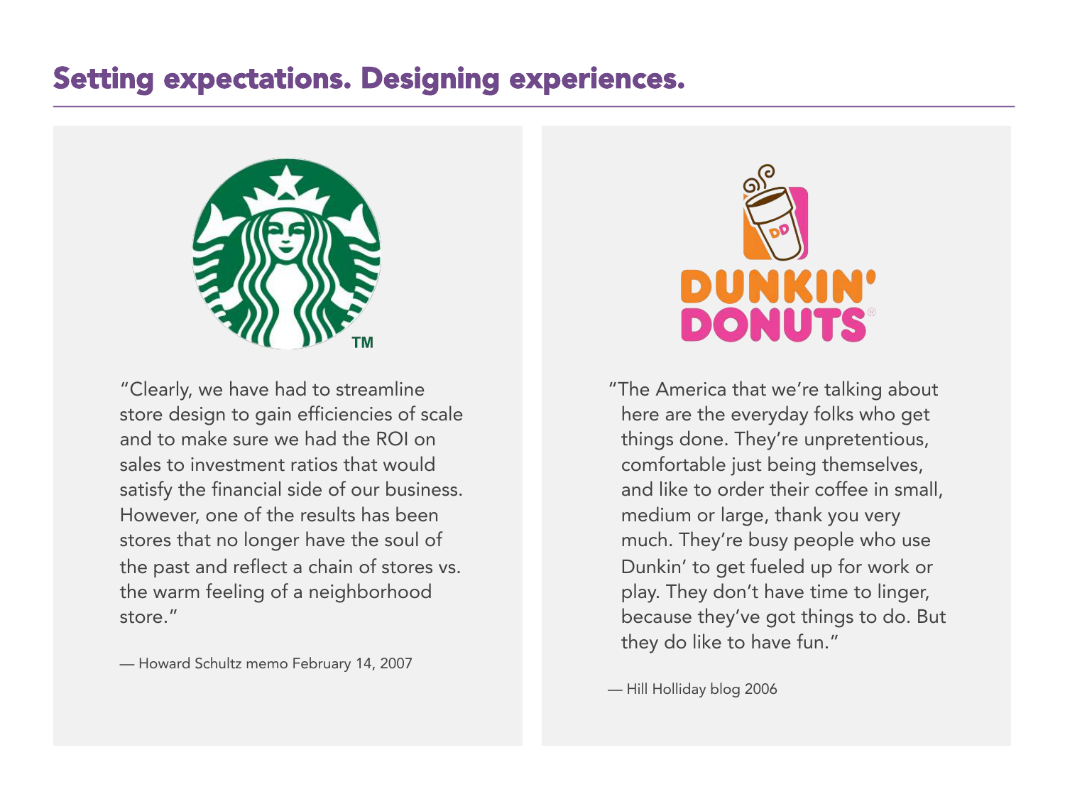## Setting expectations. Designing experiences.

"Clearly, we have had to streamline store design to gain efficiencies of scale and to make sure we had the ROI on sales to investment ratios that would satisfy the financial side of our business. However, one of the results has been stores that no longer have the soul of the past and reflect a chain of stores vs. the warm feeling of a neighborhood store."

— Howard Schultz memo February 14, 2007

"The America that we're talking about here are the everyday folks who get things done. They're unpretentious, comfortable just being themselves, and like to order their coffee in small, medium or large, thank you very much. They're busy people who use Dunkin' to get fueled up for work or play. They don't have time to linger, because they've got things to do. But they do like to have fun."

— Hill Holliday blog 2006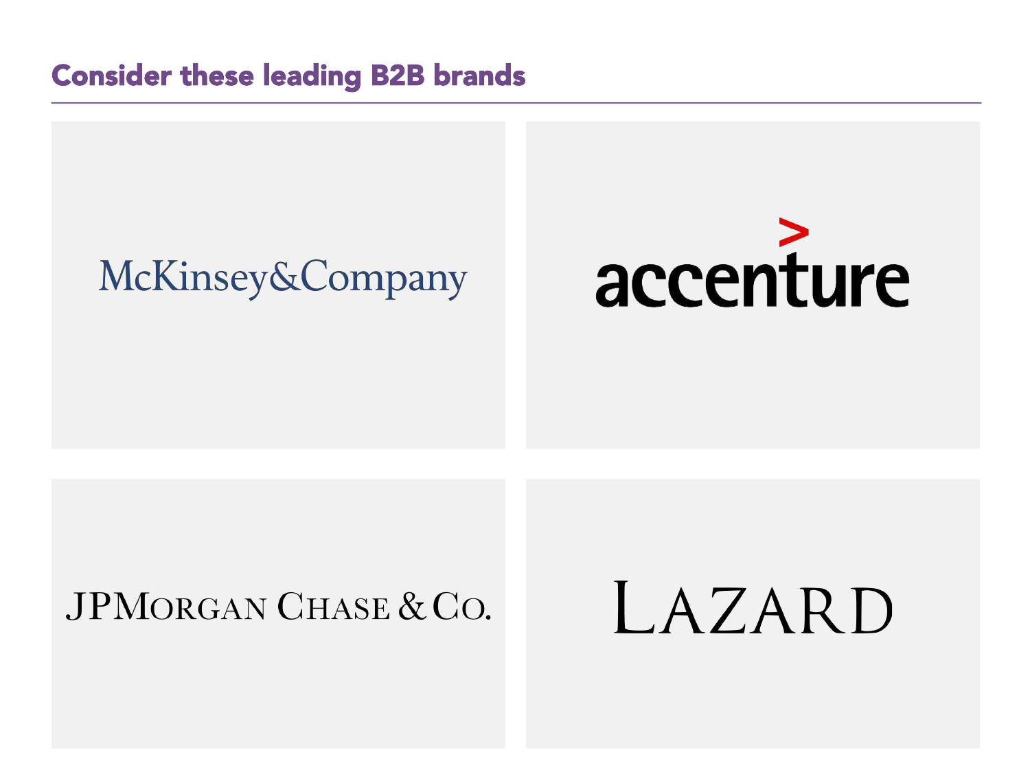## Consider these leading B2B brands

McKinsey&Company

accenture

JPMorgan Chase & Co.

LAZARD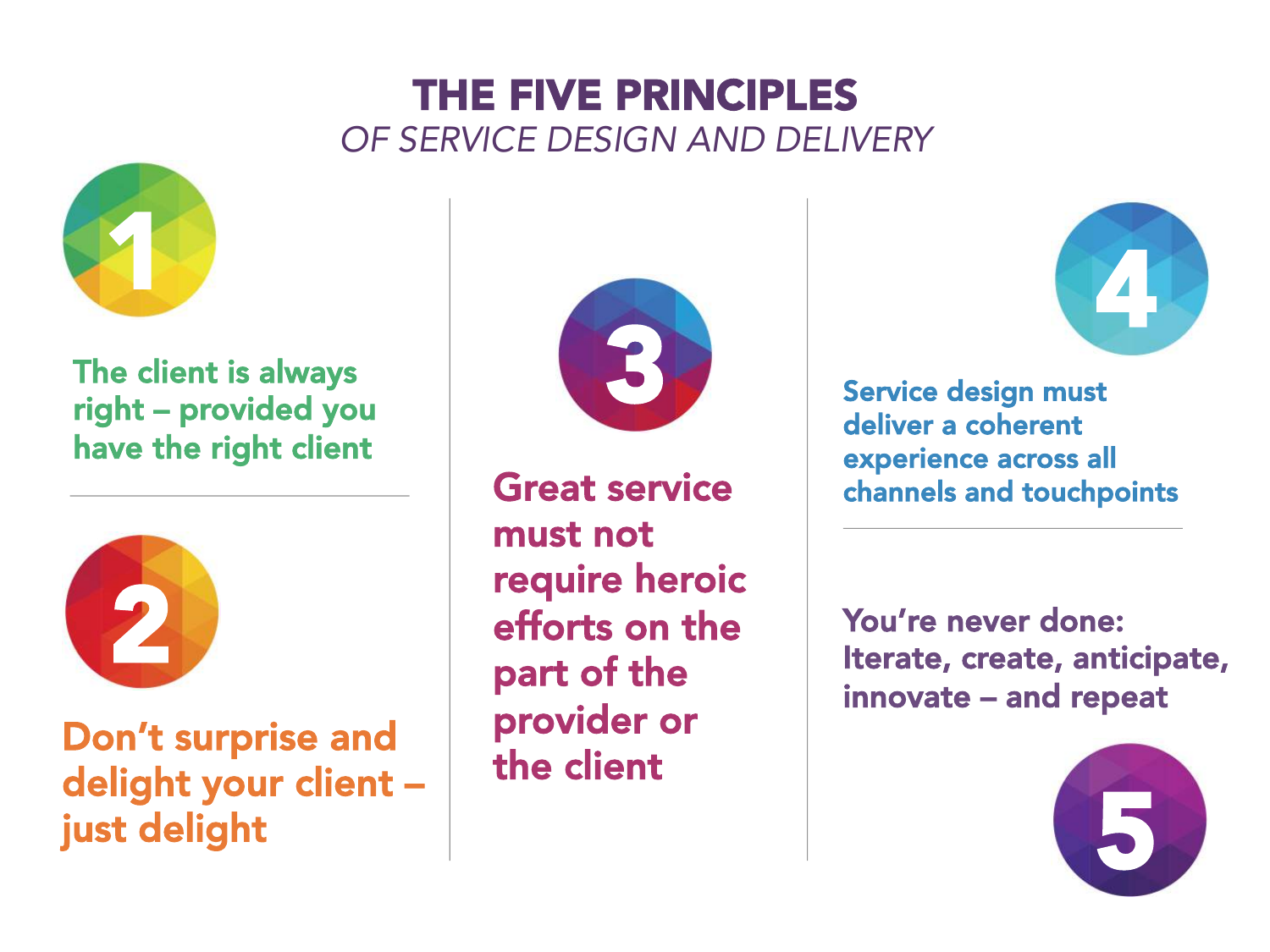# THE FIVE PRINCIPLES

*OF SERVICE DESIGN AND DELIVERY*

1. The client is always right – provided you have the right client

2. Don't surprise and delight your client – just delight

3. Great service must not require heroic efforts on the part of the provider or the client

4. Service design must deliver a coherent experience across all channels and touchpoints

5. You're never done: Iterate, create, anticipate, innovate – and repeat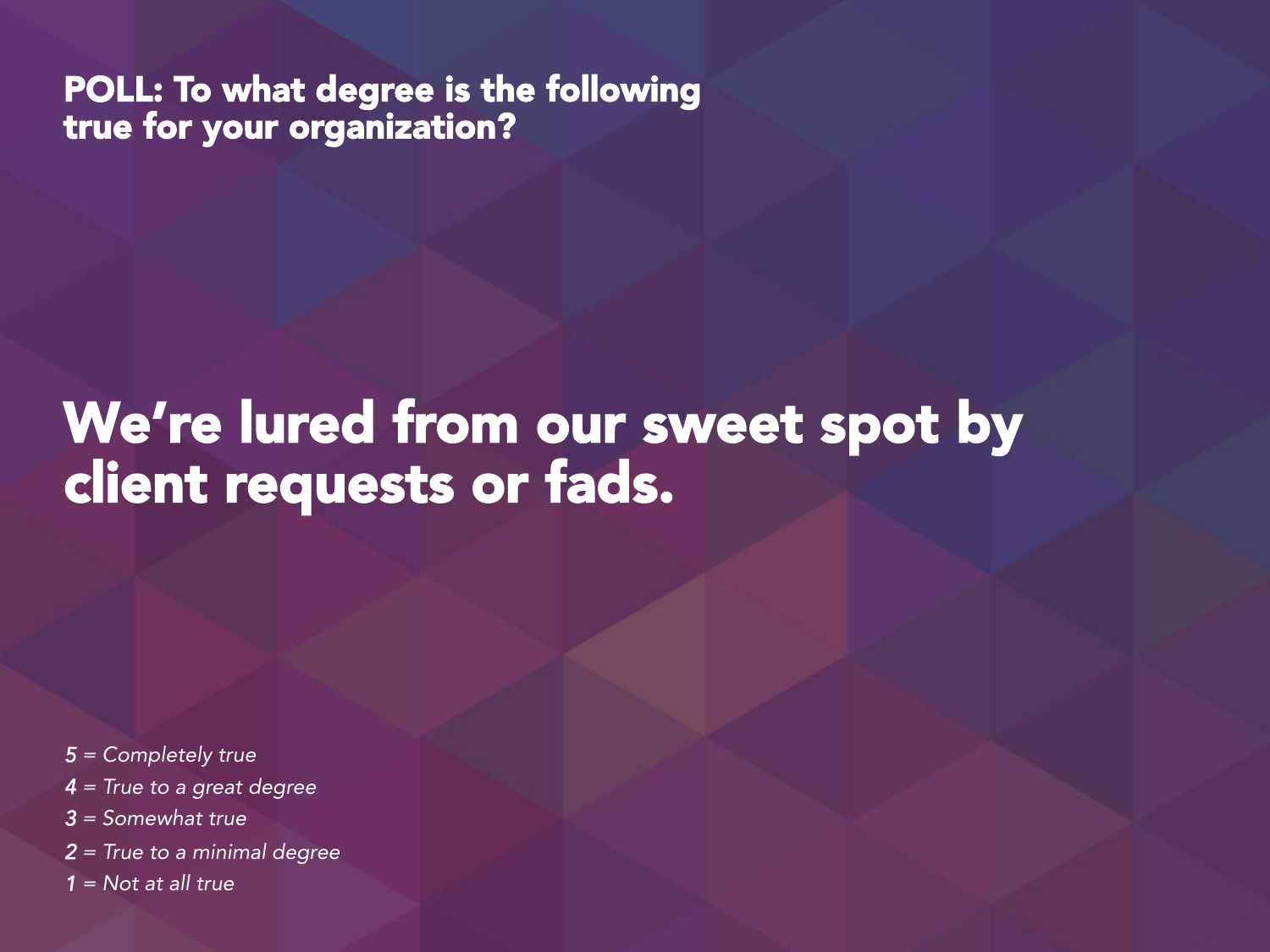**POLL: To what degree is the following true for your organization?**

# We’re lured from our sweet spot by client requests or fads.

*5 = Completely true*
*4 = True to a great degree*
*3 = Somewhat true*
*2 = True to a minimal degree*
*1 = Not at all true*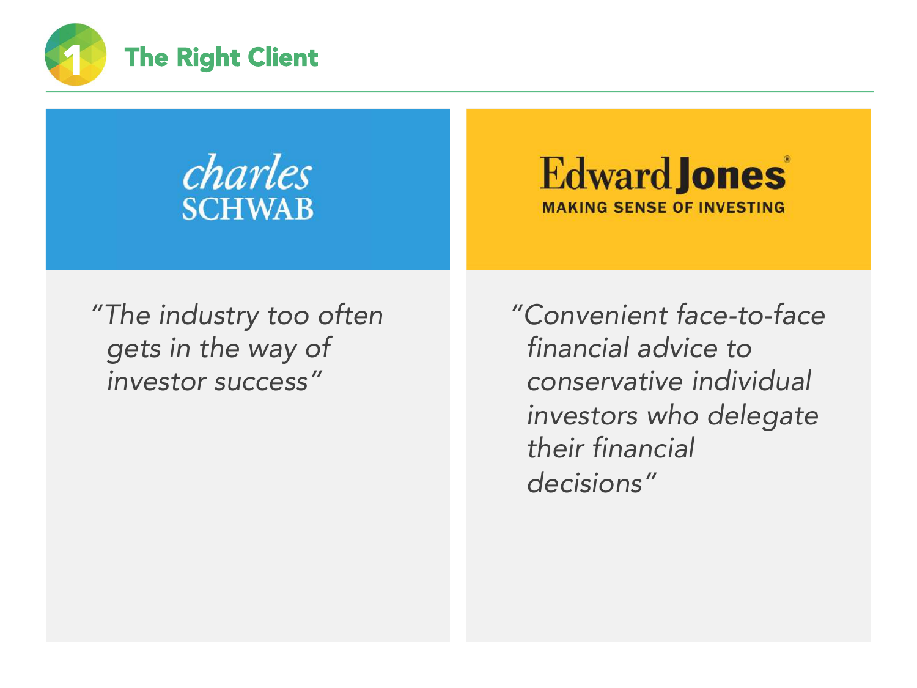# 1 The Right Client

**charles SCHWAB**

*"The industry too often gets in the way of investor success"*

**Edward Jones**

MAKING SENSE OF INVESTING

*"Convenient face-to-face financial advice to conservative individual investors who delegate their financial decisions"*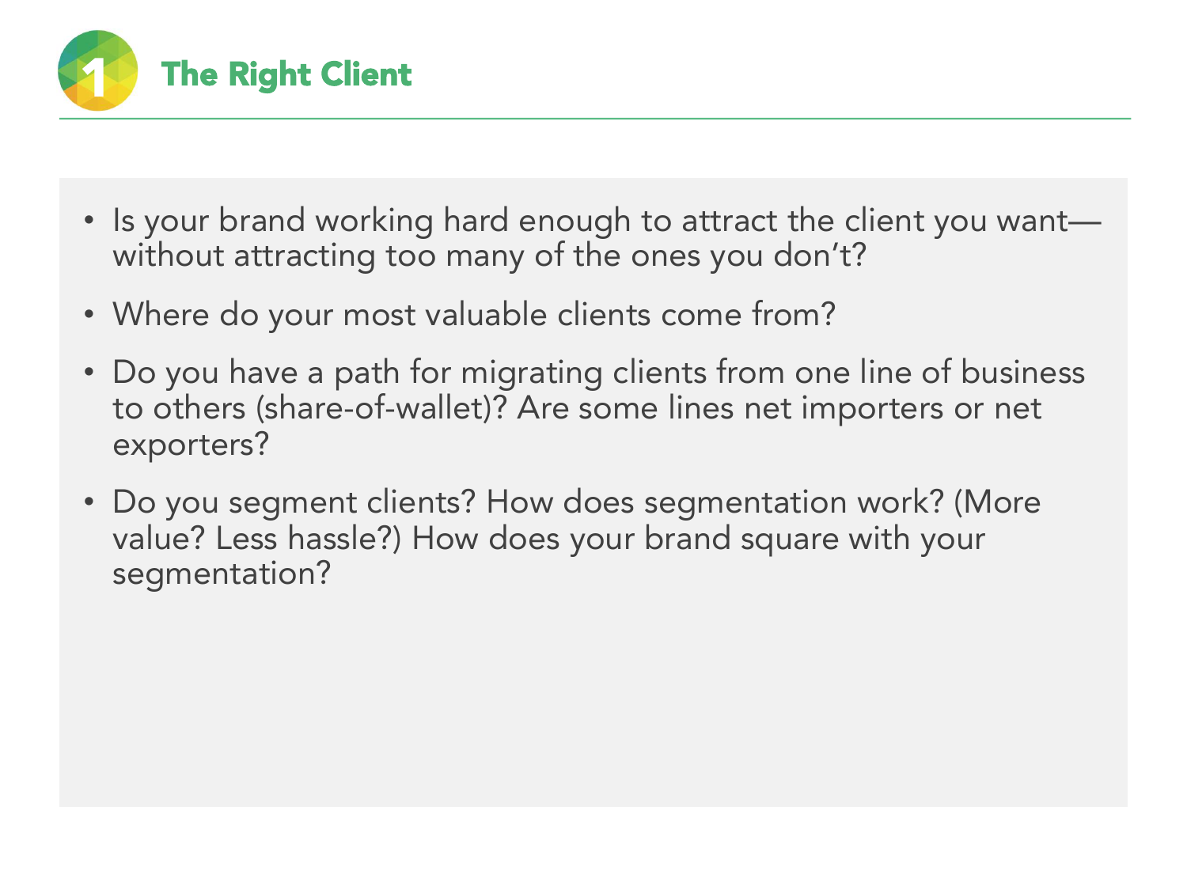# 1 The Right Client

- Is your brand working hard enough to attract the client you want—without attracting too many of the ones you don't?
- Where do your most valuable clients come from?
- Do you have a path for migrating clients from one line of business to others (share-of-wallet)? Are some lines net importers or net exporters?
- Do you segment clients? How does segmentation work? (More value? Less hassle?) How does your brand square with your segmentation?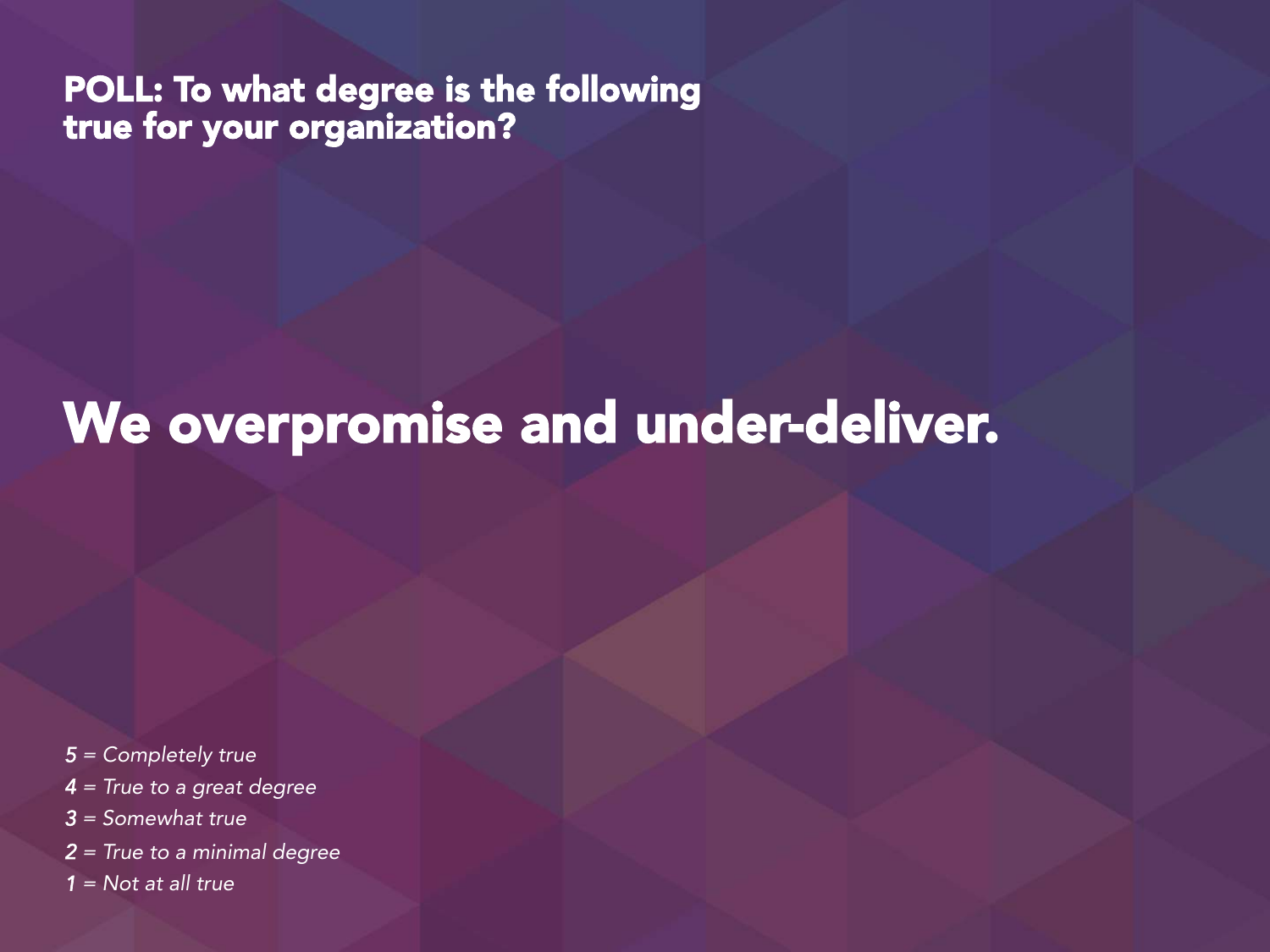## POLL: To what degree is the following true for your organization?

# We overpromise and under-deliver.

*5 = Completely true*
*4 = True to a great degree*
*3 = Somewhat true*
*2 = True to a minimal degree*
*1 = Not at all true*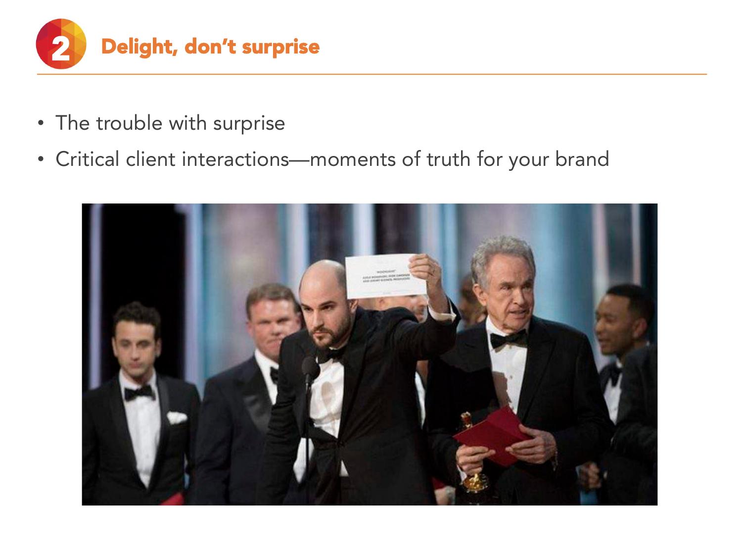## 2 Delight, don't surprise

- The trouble with surprise
- Critical client interactions—moments of truth for your brand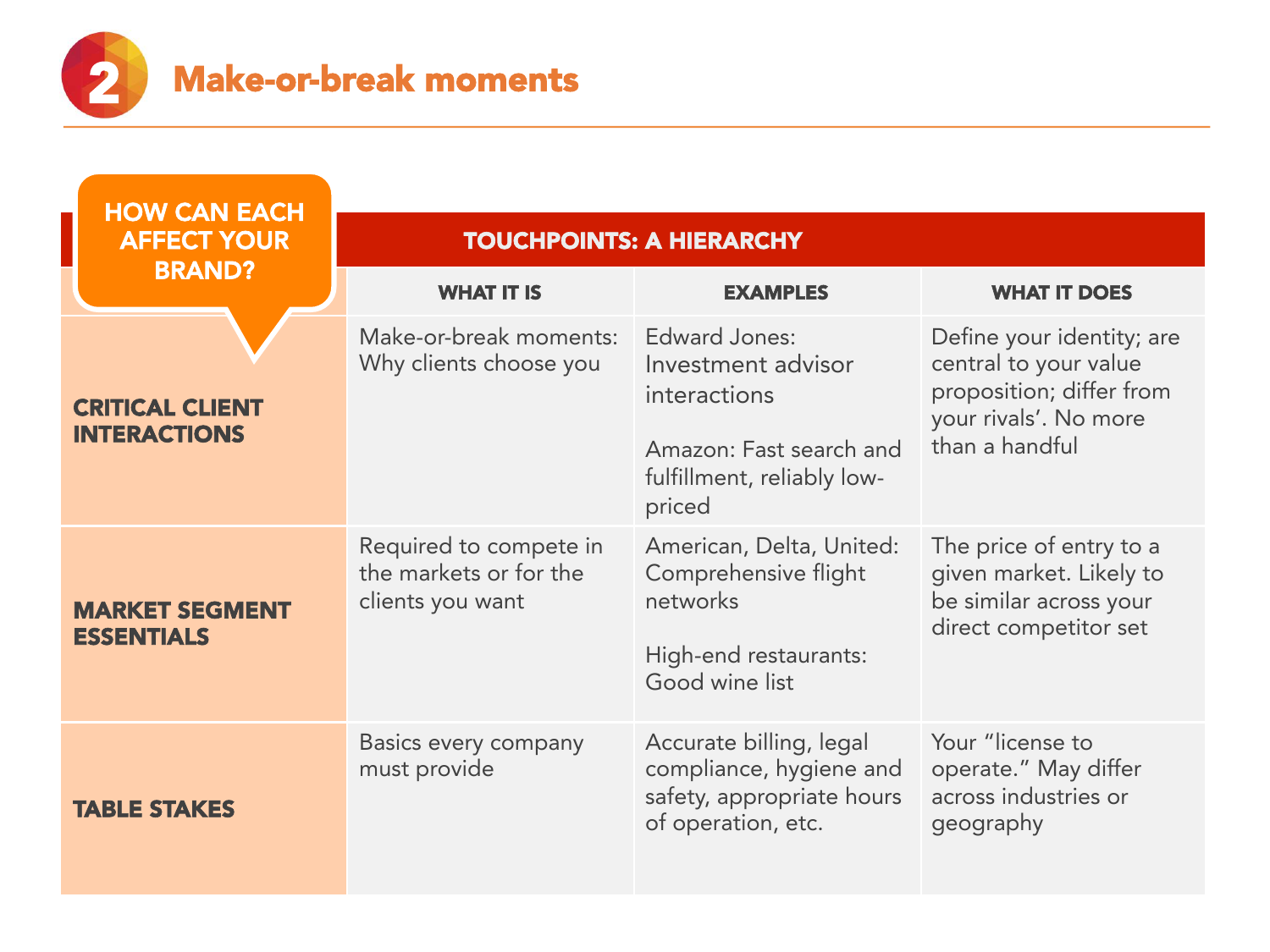## 2 Make-or-break moments

| HOW CAN EACH AFFECT YOUR BRAND? | TOUCHPOINTS: A HIERARCHY | | |
|---|---|---|---|
| | **WHAT IT IS** | **EXAMPLES** | **WHAT IT DOES** |
| **CRITICAL CLIENT INTERACTIONS** | Make-or-break moments: Why clients choose you | Edward Jones: Investment advisor interactions<br><br>Amazon: Fast search and fulfillment, reliably low-priced | Define your identity; are central to your value proposition; differ from your rivals'. No more than a handful |
| **MARKET SEGMENT ESSENTIALS** | Required to compete in the markets or for the clients you want | American, Delta, United: Comprehensive flight networks<br><br>High-end restaurants: Good wine list | The price of entry to a given market. Likely to be similar across your direct competitor set |
| **TABLE STAKES** | Basics every company must provide | Accurate billing, legal compliance, hygiene and safety, appropriate hours of operation, etc. | Your "license to operate." May differ across industries or geography |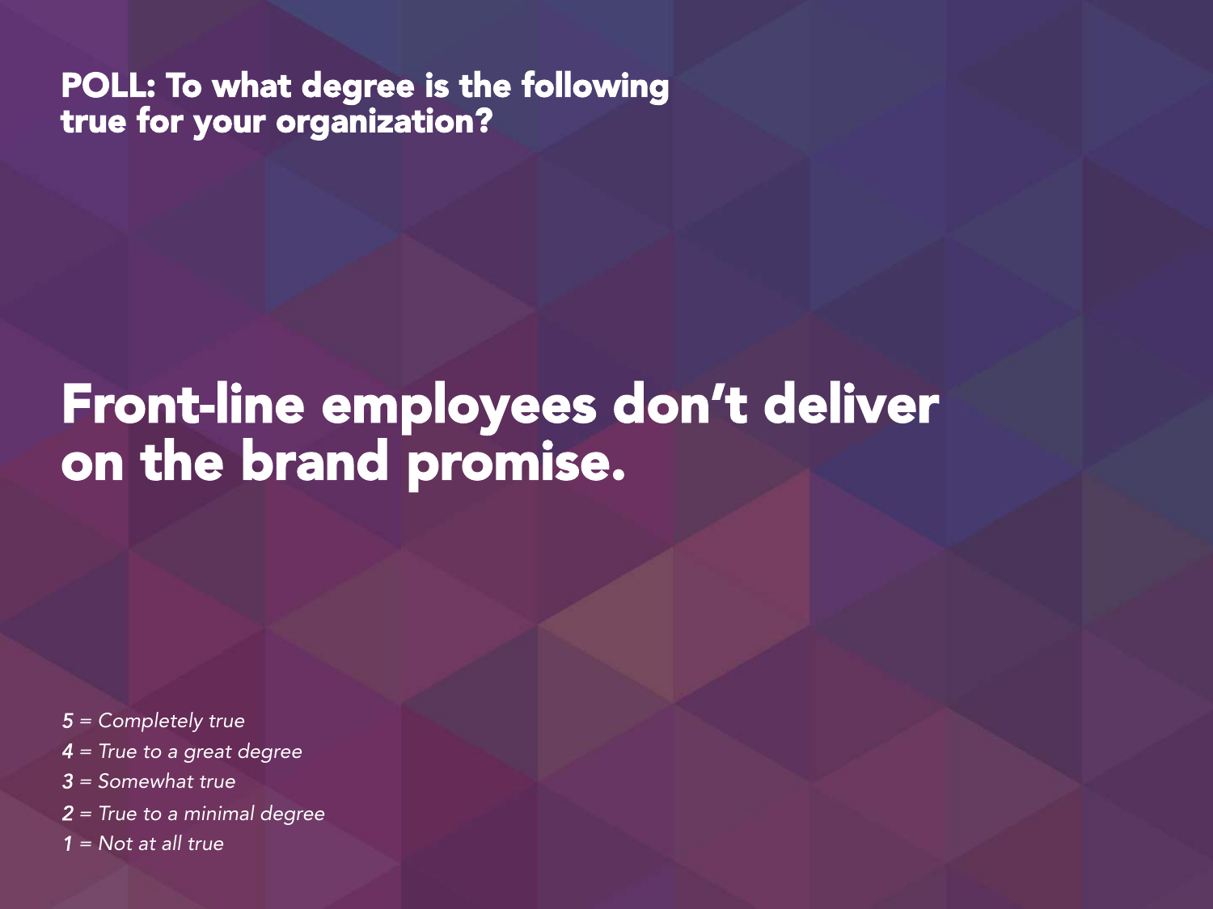**POLL: To what degree is the following true for your organization?**

# Front-line employees don't deliver on the brand promise.

*5 = Completely true*
*4 = True to a great degree*
*3 = Somewhat true*
*2 = True to a minimal degree*
*1 = Not at all true*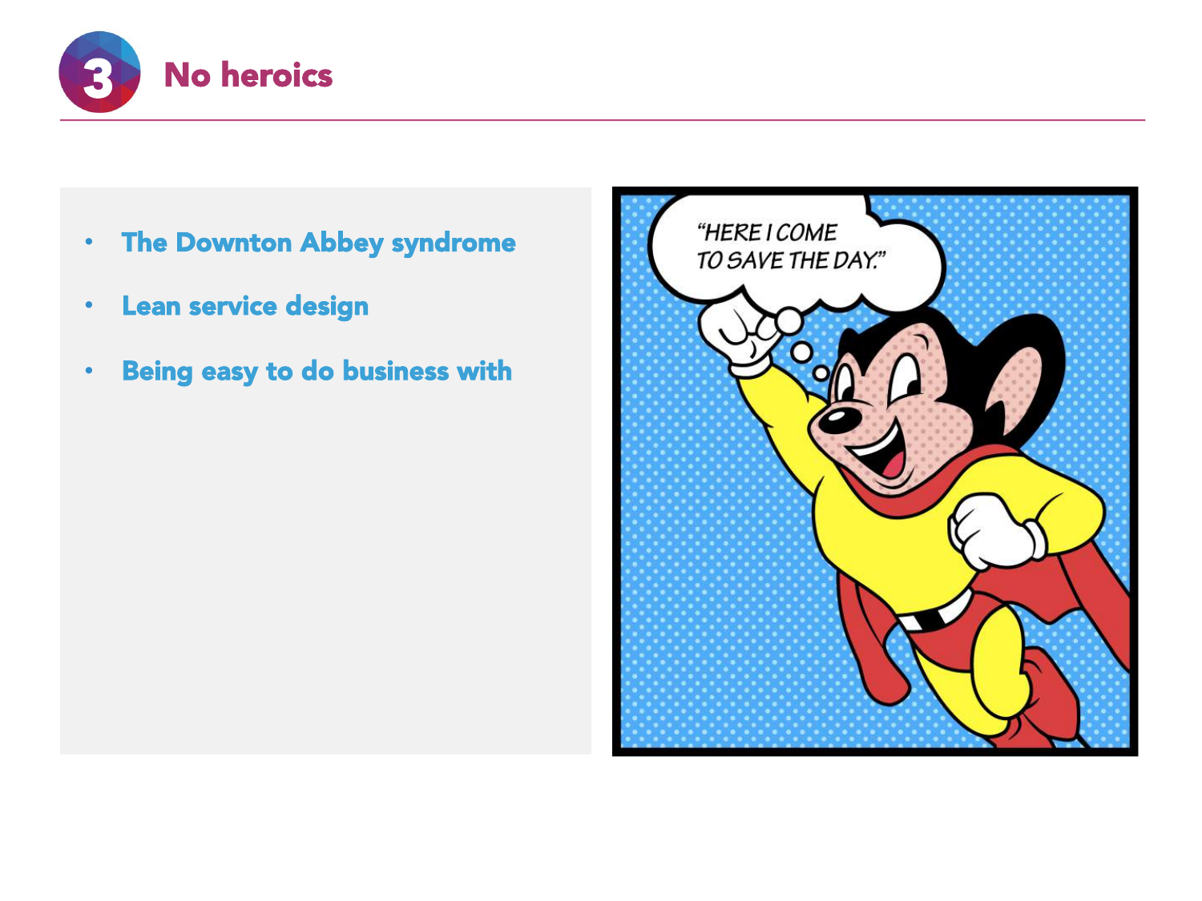# 3 No heroics

- The Downton Abbey syndrome
- Lean service design
- Being easy to do business with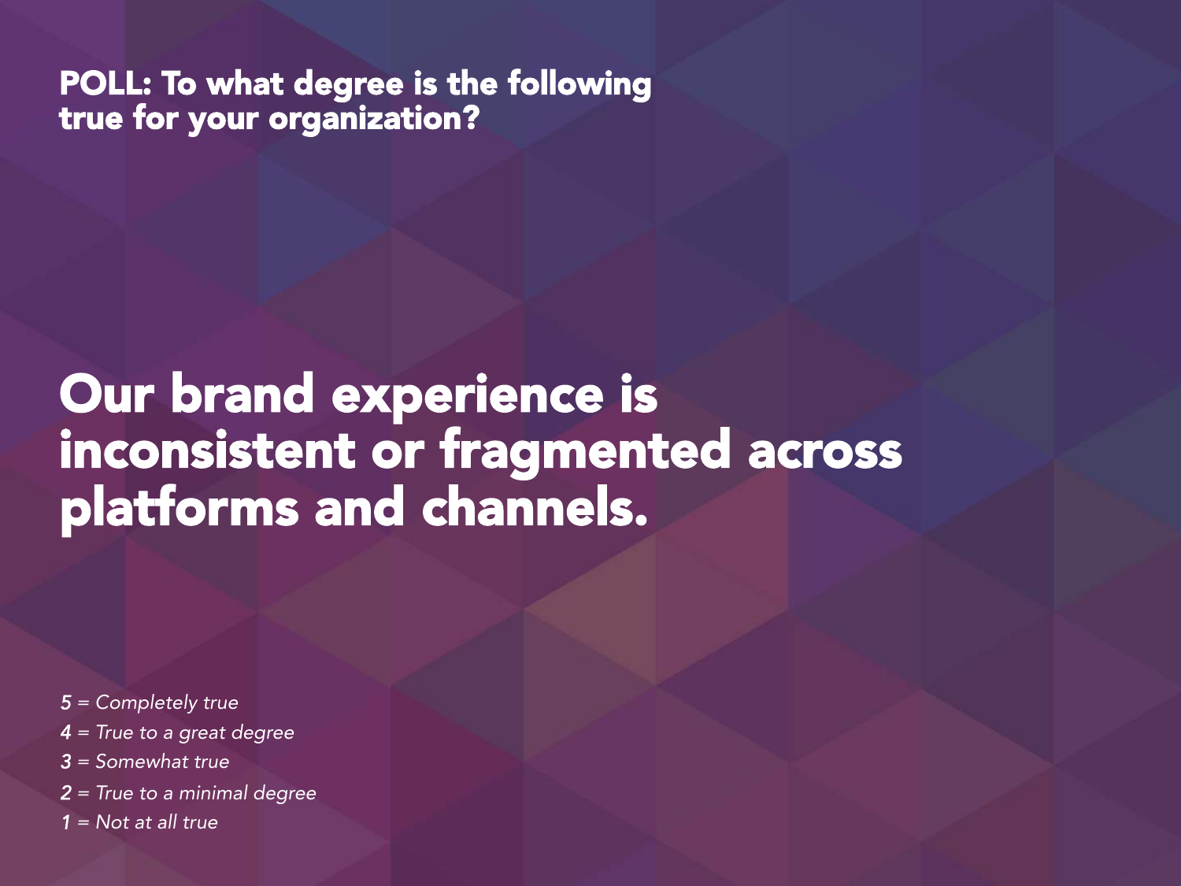**POLL: To what degree is the following true for your organization?**

# Our brand experience is inconsistent or fragmented across platforms and channels.

*5 = Completely true*
*4 = True to a great degree*
*3 = Somewhat true*
*2 = True to a minimal degree*
*1 = Not at all true*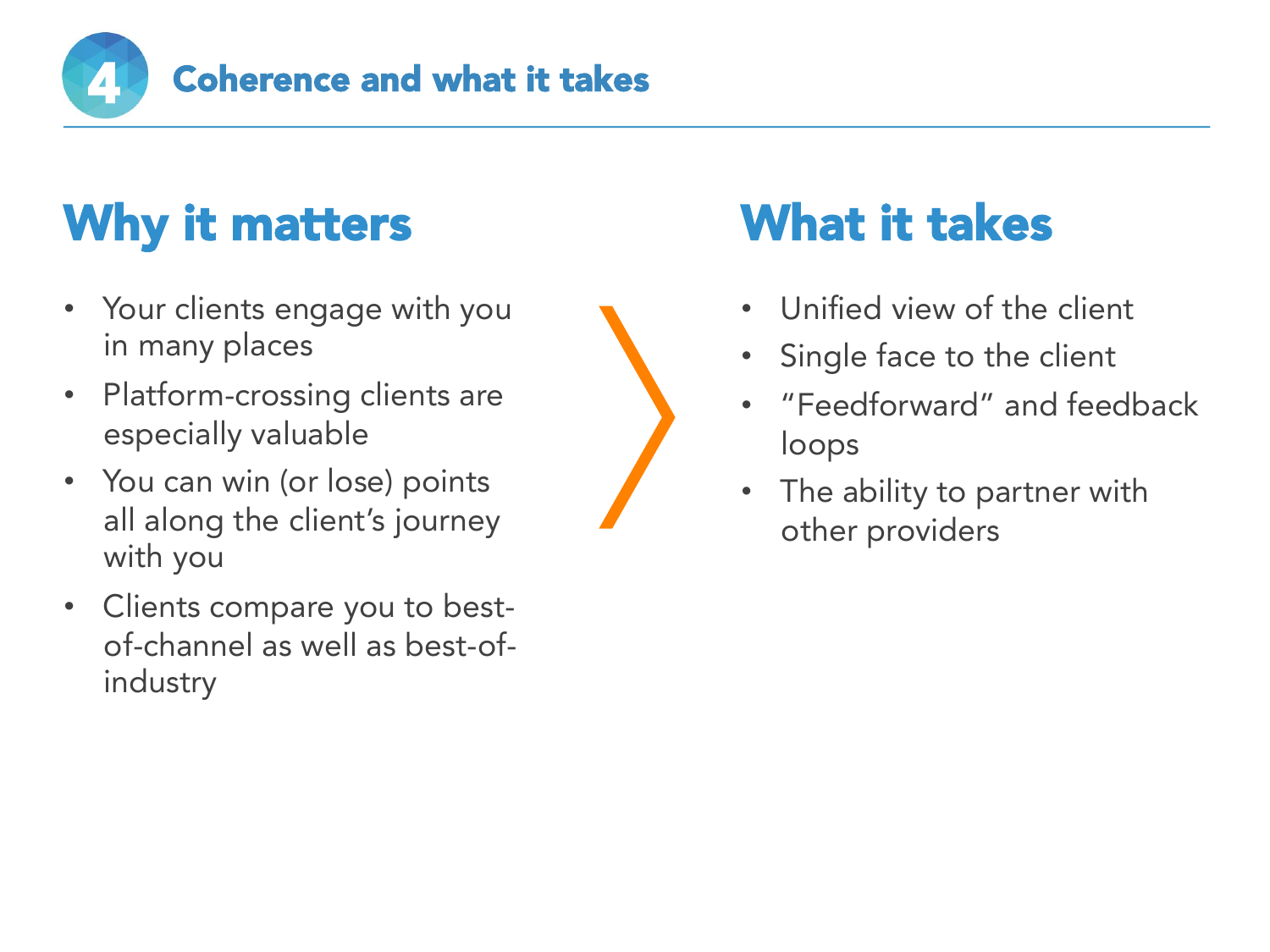# 4 Coherence and what it takes

## Why it matters

- Your clients engage with you in many places
- Platform-crossing clients are especially valuable
- You can win (or lose) points all along the client's journey with you
- Clients compare you to best-of-channel as well as best-of-industry

## What it takes

- Unified view of the client
- Single face to the client
- "Feedforward" and feedback loops
- The ability to partner with other providers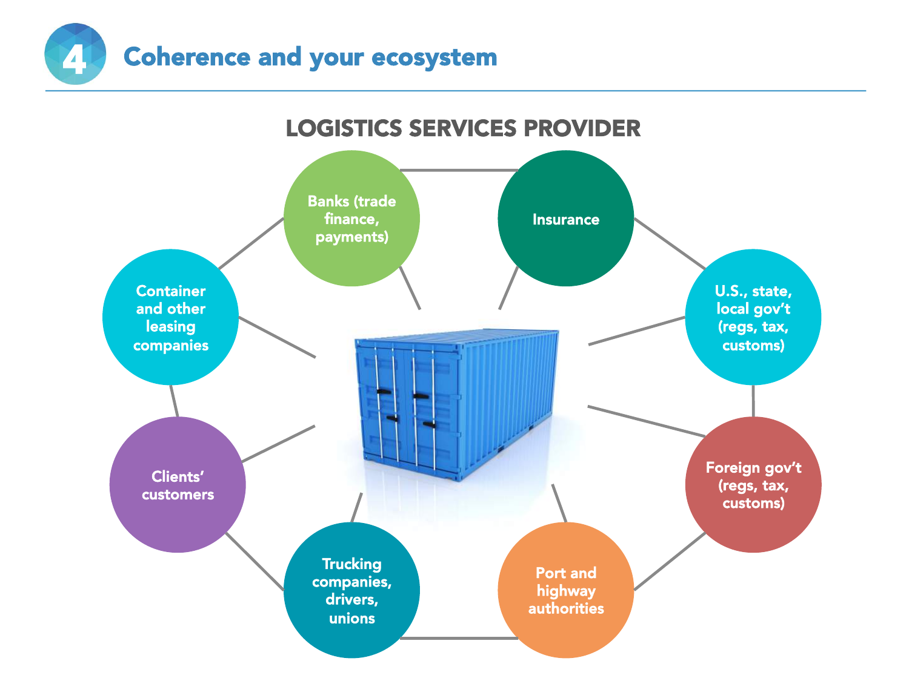## 4 Coherence and your ecosystem

### LOGISTICS SERVICES PROVIDER

Banks (trade finance, payments)

Insurance

U.S., state, local gov't (regs, tax, customs)

Foreign gov't (regs, tax, customs)

Port and highway authorities

Trucking companies, drivers, unions

Clients' customers

Container and other leasing companies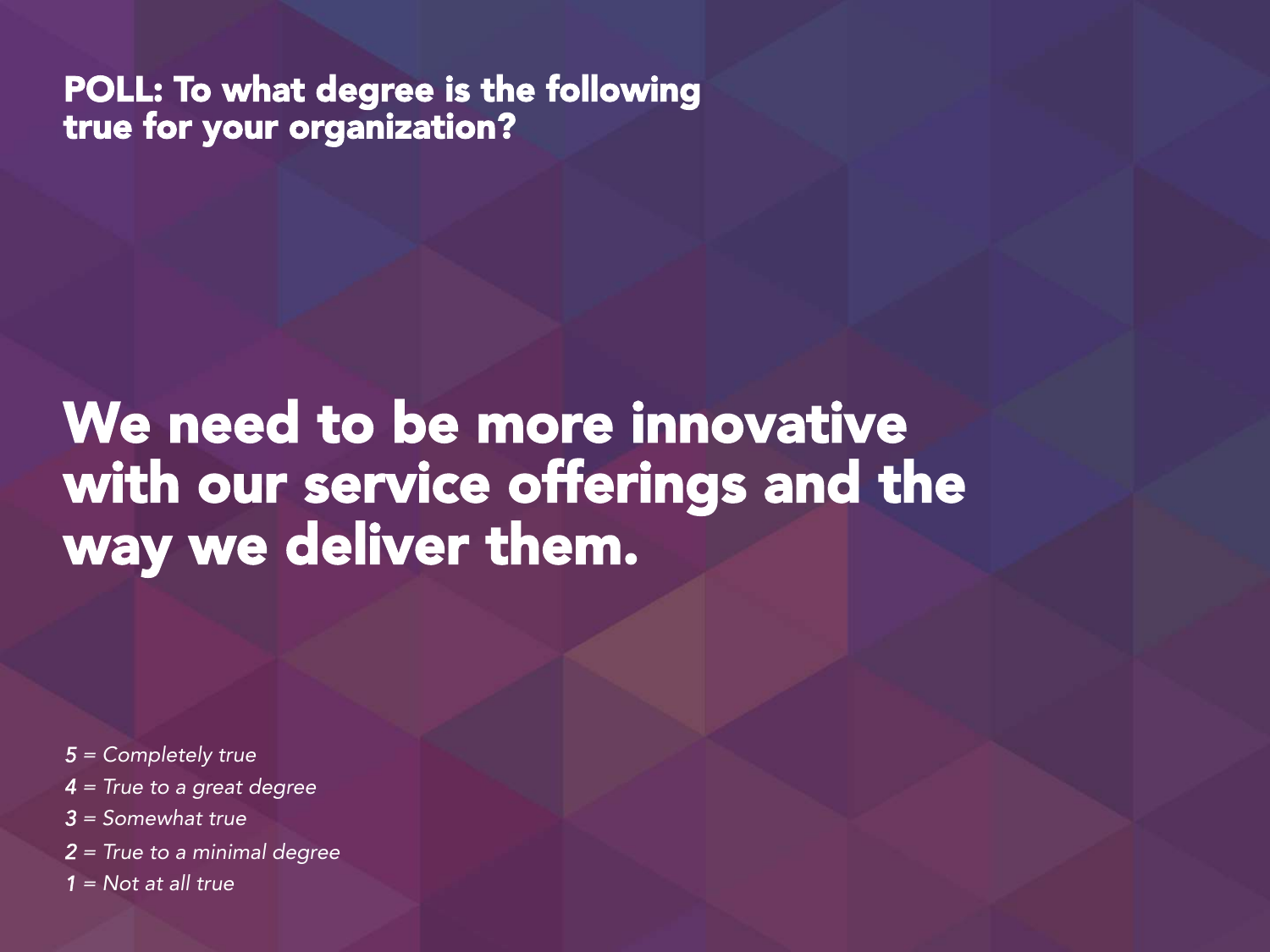## POLL: To what degree is the following true for your organization?

# We need to be more innovative with our service offerings and the way we deliver them.

*5 = Completely true*
*4 = True to a great degree*
*3 = Somewhat true*
*2 = True to a minimal degree*
*1 = Not at all true*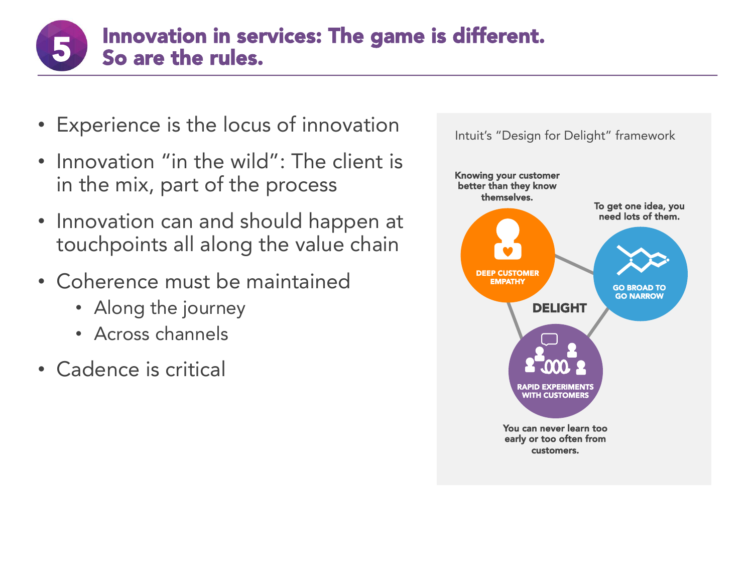# 5 Innovation in services: The game is different. So are the rules.

- Experience is the locus of innovation
- Innovation "in the wild": The client is in the mix, part of the process
- Innovation can and should happen at touchpoints all along the value chain
- Coherence must be maintained
  - Along the journey
  - Across channels
- Cadence is critical

Intuit's "Design for Delight" framework

Knowing your customer better than they know themselves.

DEEP CUSTOMER EMPATHY

To get one idea, you need lots of them.

GO BROAD TO GO NARROW

DELIGHT

RAPID EXPERIMENTS WITH CUSTOMERS

You can never learn too early or too often from customers.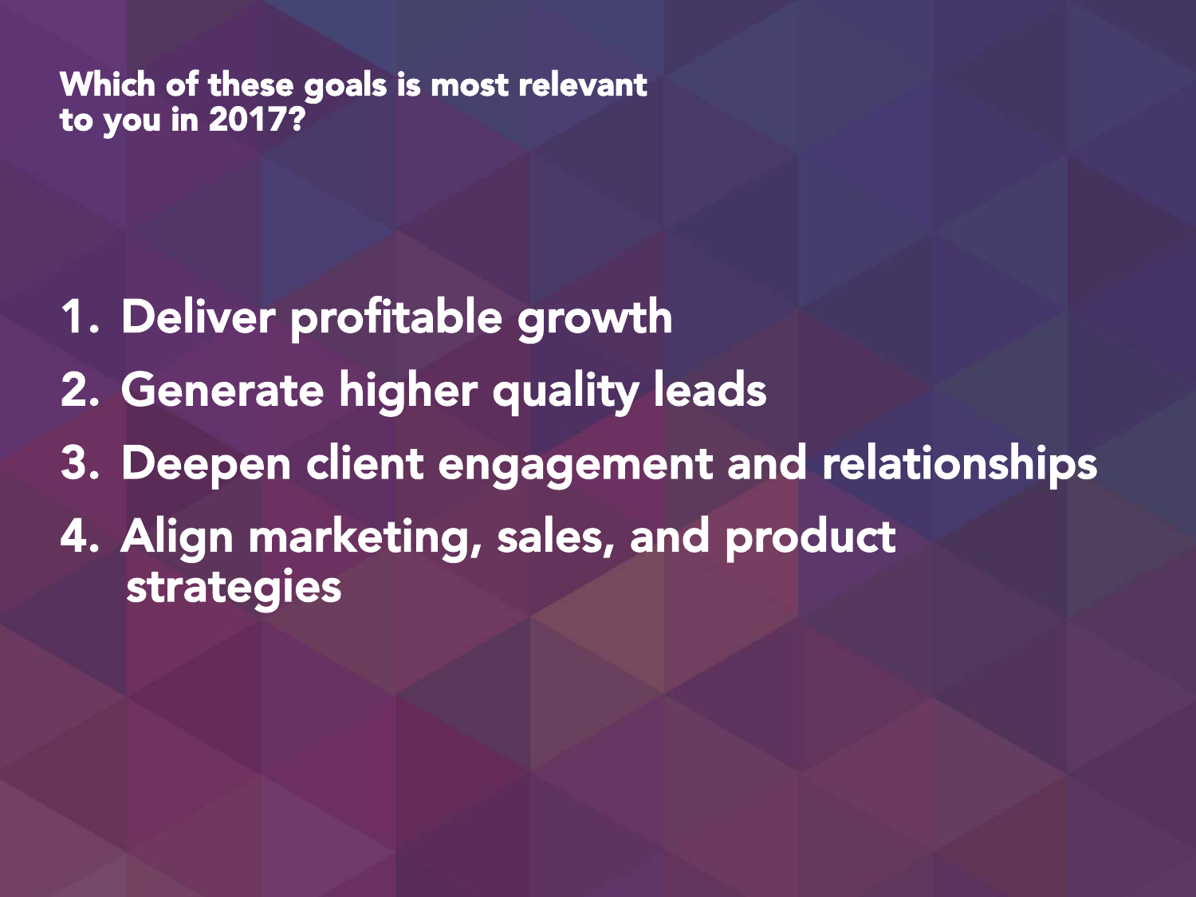## Which of these goals is most relevant to you in 2017?

1. Deliver profitable growth
2. Generate higher quality leads
3. Deepen client engagement and relationships
4. Align marketing, sales, and product strategies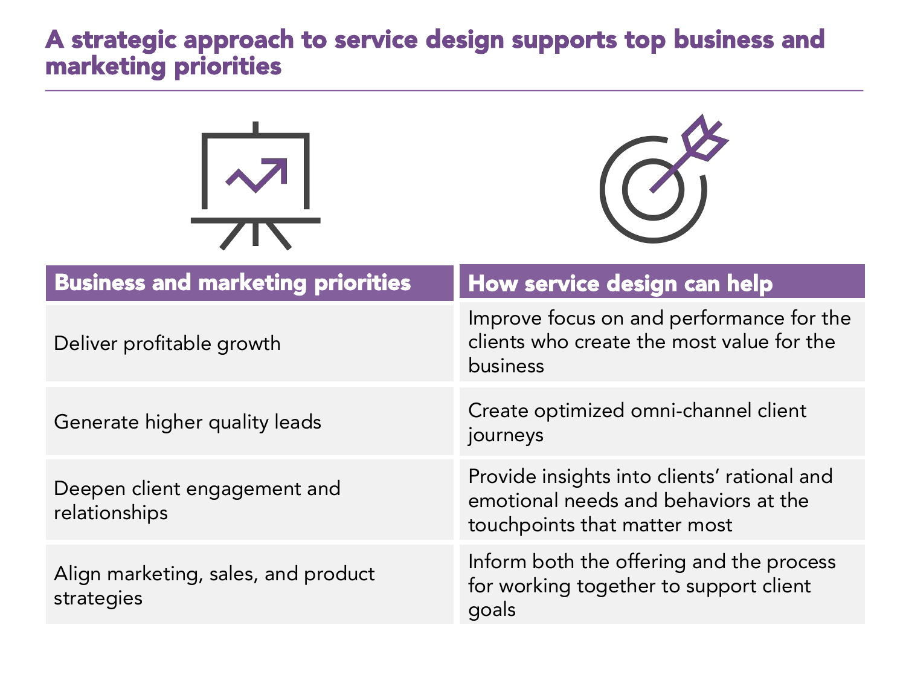## A strategic approach to service design supports top business and marketing priorities

| Business and marketing priorities | How service design can help |
| --- | --- |
| Deliver profitable growth | Improve focus on and performance for the clients who create the most value for the business |
| Generate higher quality leads | Create optimized omni-channel client journeys |
| Deepen client engagement and relationships | Provide insights into clients' rational and emotional needs and behaviors at the touchpoints that matter most |
| Align marketing, sales, and product strategies | Inform both the offering and the process for working together to support client goals |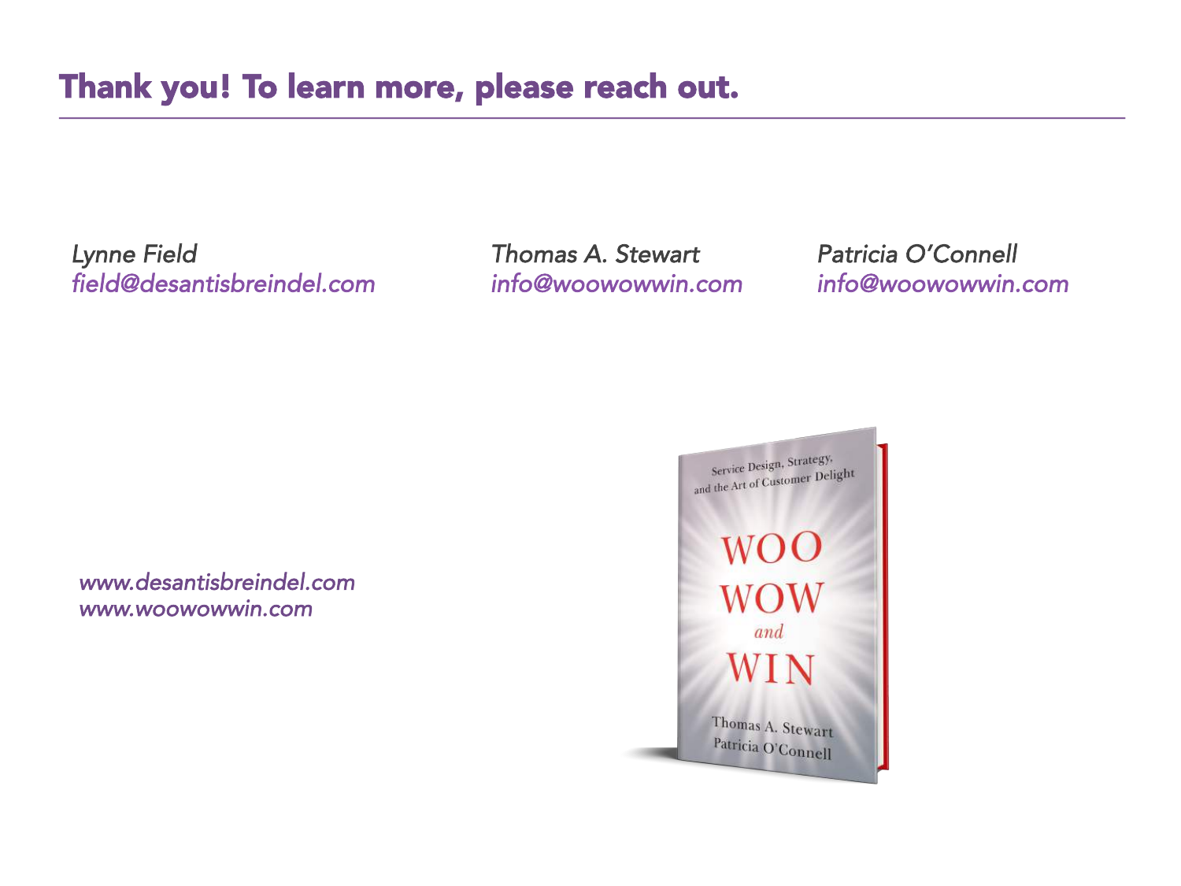# Thank you! To learn more, please reach out.

*Lynne Field*
*field@desantisbreindel.com*

*Thomas A. Stewart*
*info@woowowwin.com*

*Patricia O'Connell*
*info@woowowwin.com*

*www.desantisbreindel.com*
*www.woowowwin.com*

Service Design, Strategy, and the Art of Customer Delight

WOO WOW and WIN

Thomas A. Stewart
Patricia O'Connell